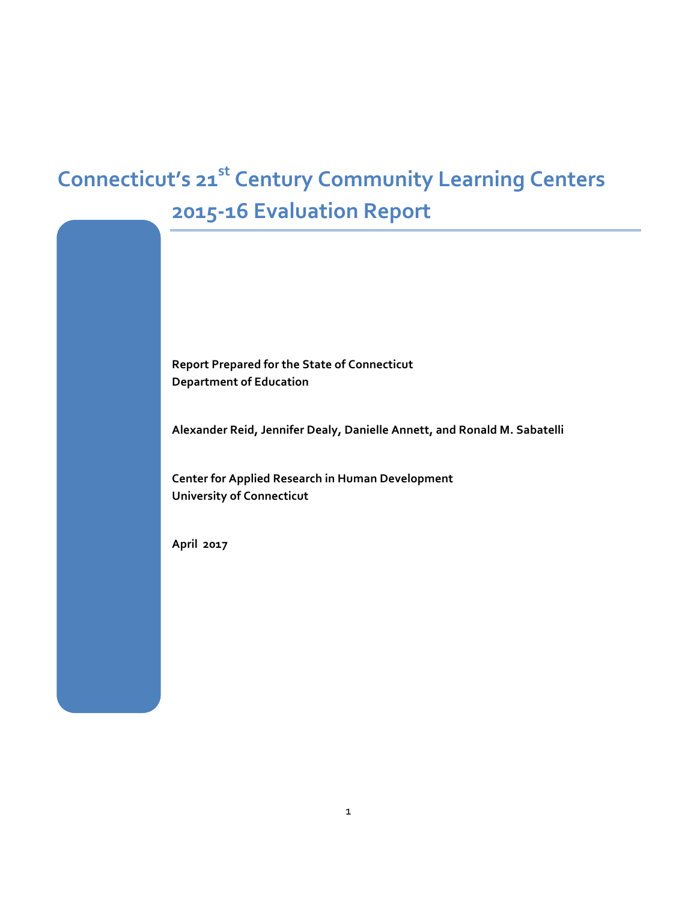# Connecticut's 21st Century Community Learning Centers 2015-16 Evaluation Report

**Report Prepared for the State of Connecticut Department of Education**

**Alexander Reid, Jennifer Dealy, Danielle Annett, and Ronald M. Sabatelli**

**Center for Applied Research in Human Development University of Connecticut**

**April 2017**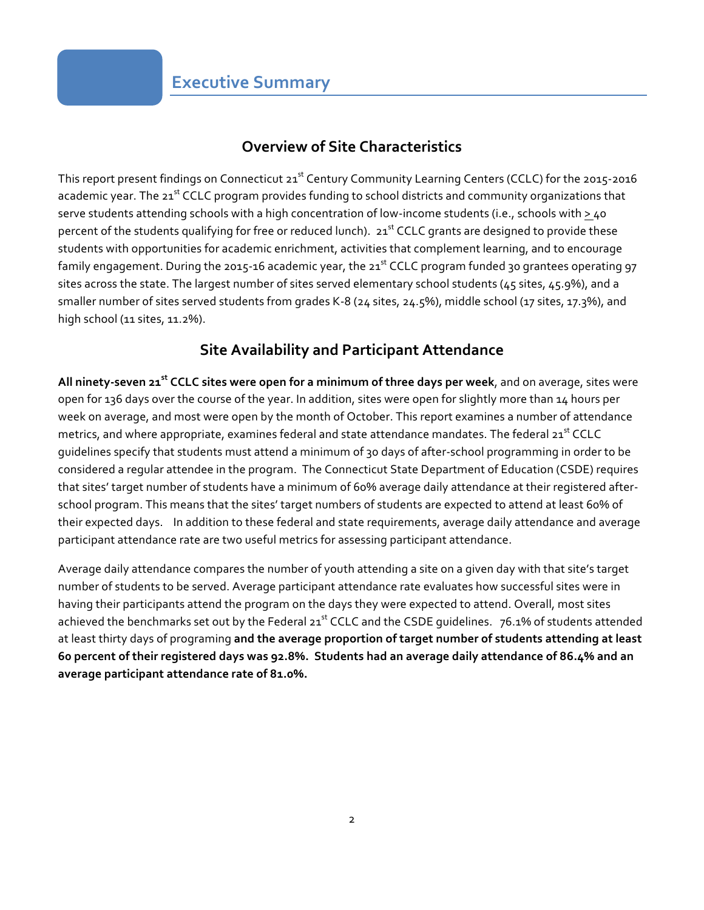# Executive Summary

## Overview of Site Characteristics

This report present findings on Connecticut 21st Century Community Learning Centers (CCLC) for the 2015-2016 academic year. The 21st CCLC program provides funding to school districts and community organizations that serve students attending schools with a high concentration of low-income students (i.e., schools with ≥ 40 percent of the students qualifying for free or reduced lunch). 21st CCLC grants are designed to provide these students with opportunities for academic enrichment, activities that complement learning, and to encourage family engagement. During the 2015-16 academic year, the 21st CCLC program funded 30 grantees operating 97 sites across the state. The largest number of sites served elementary school students (45 sites, 45.9%), and a smaller number of sites served students from grades K-8 (24 sites, 24.5%), middle school (17 sites, 17.3%), and high school (11 sites, 11.2%).

## Site Availability and Participant Attendance

**All ninety-seven 21st CCLC sites were open for a minimum of three days per week**, and on average, sites were open for 136 days over the course of the year. In addition, sites were open for slightly more than 14 hours per week on average, and most were open by the month of October. This report examines a number of attendance metrics, and where appropriate, examines federal and state attendance mandates. The federal 21st CCLC guidelines specify that students must attend a minimum of 30 days of after-school programming in order to be considered a regular attendee in the program. The Connecticut State Department of Education (CSDE) requires that sites' target number of students have a minimum of 60% average daily attendance at their registered after-school program. This means that the sites' target numbers of students are expected to attend at least 60% of their expected days. In addition to these federal and state requirements, average daily attendance and average participant attendance rate are two useful metrics for assessing participant attendance.

Average daily attendance compares the number of youth attending a site on a given day with that site's target number of students to be served. Average participant attendance rate evaluates how successful sites were in having their participants attend the program on the days they were expected to attend. Overall, most sites achieved the benchmarks set out by the Federal 21st CCLC and the CSDE guidelines. 76.1% of students attended at least thirty days of programing **and the average proportion of target number of students attending at least 60 percent of their registered days was 92.8%. Students had an average daily attendance of 86.4% and an average participant attendance rate of 81.0%.**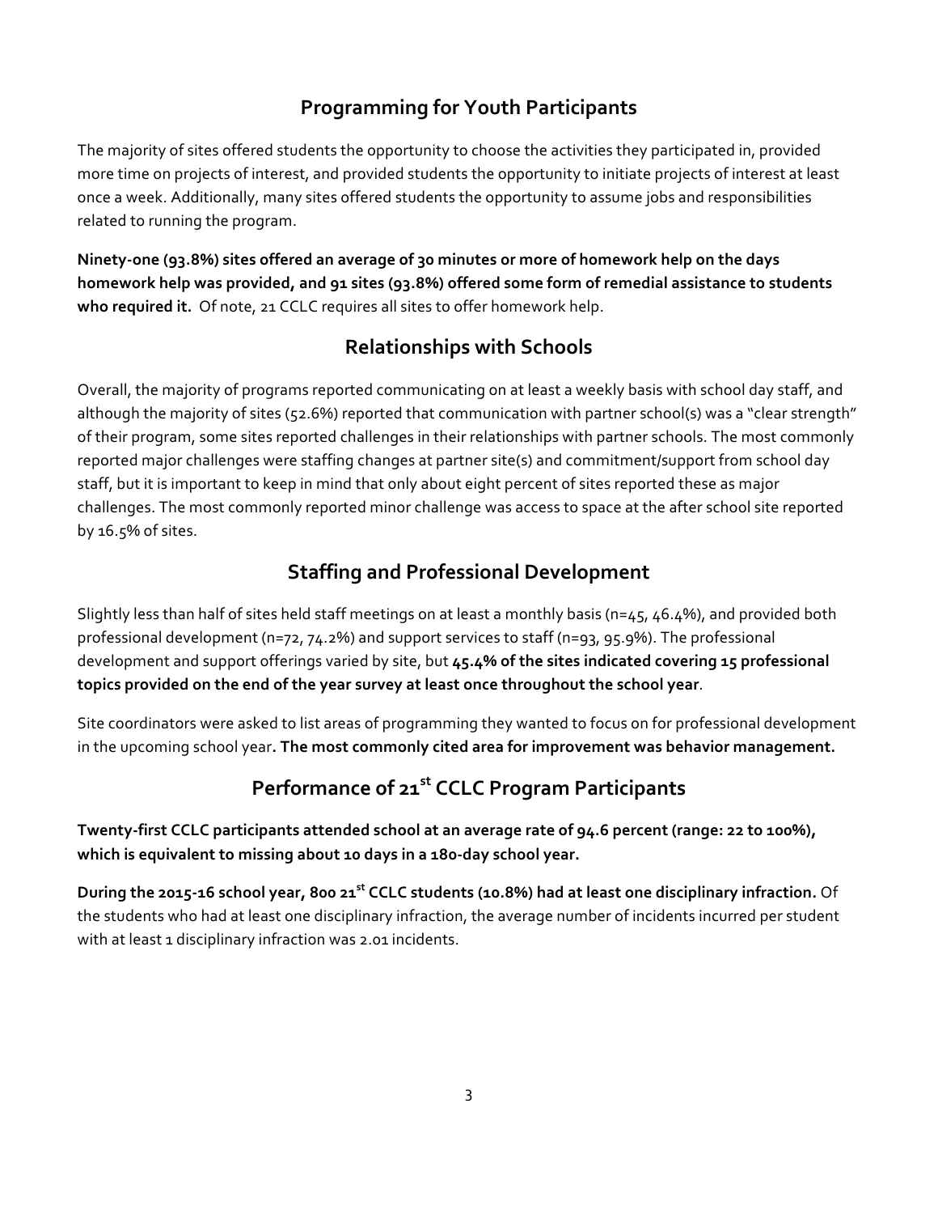## Programming for Youth Participants

The majority of sites offered students the opportunity to choose the activities they participated in, provided more time on projects of interest, and provided students the opportunity to initiate projects of interest at least once a week. Additionally, many sites offered students the opportunity to assume jobs and responsibilities related to running the program.

**Ninety-one (93.8%) sites offered an average of 30 minutes or more of homework help on the days homework help was provided, and 91 sites (93.8%) offered some form of remedial assistance to students who required it.** Of note, 21 CCLC requires all sites to offer homework help.

## Relationships with Schools

Overall, the majority of programs reported communicating on at least a weekly basis with school day staff, and although the majority of sites (52.6%) reported that communication with partner school(s) was a "clear strength" of their program, some sites reported challenges in their relationships with partner schools. The most commonly reported major challenges were staffing changes at partner site(s) and commitment/support from school day staff, but it is important to keep in mind that only about eight percent of sites reported these as major challenges. The most commonly reported minor challenge was access to space at the after school site reported by 16.5% of sites.

## Staffing and Professional Development

Slightly less than half of sites held staff meetings on at least a monthly basis (n=45, 46.4%), and provided both professional development (n=72, 74.2%) and support services to staff (n=93, 95.9%). The professional development and support offerings varied by site, but **45.4% of the sites indicated covering 15 professional topics provided on the end of the year survey at least once throughout the school year**.

Site coordinators were asked to list areas of programming they wanted to focus on for professional development in the upcoming school year**. The most commonly cited area for improvement was behavior management.**

## Performance of 21st CCLC Program Participants

**Twenty-first CCLC participants attended school at an average rate of 94.6 percent (range: 22 to 100%), which is equivalent to missing about 10 days in a 180-day school year.**

**During the 2015-16 school year, 800 21st CCLC students (10.8%) had at least one disciplinary infraction.** Of the students who had at least one disciplinary infraction, the average number of incidents incurred per student with at least 1 disciplinary infraction was 2.01 incidents.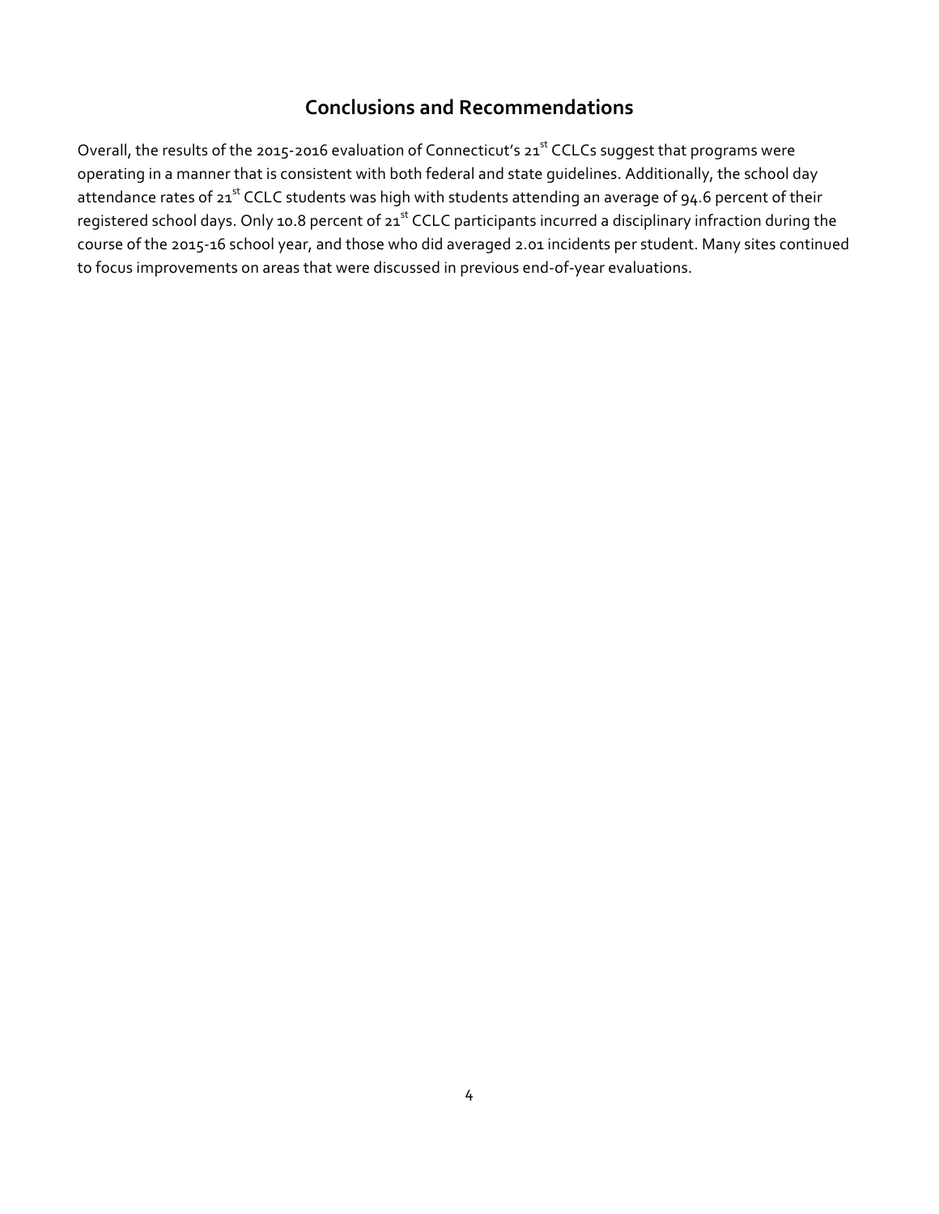## Conclusions and Recommendations

Overall, the results of the 2015-2016 evaluation of Connecticut's 21$^{st}$ CCLCs suggest that programs were operating in a manner that is consistent with both federal and state guidelines. Additionally, the school day attendance rates of 21$^{st}$ CCLC students was high with students attending an average of 94.6 percent of their registered school days. Only 10.8 percent of 21$^{st}$ CCLC participants incurred a disciplinary infraction during the course of the 2015-16 school year, and those who did averaged 2.01 incidents per student. Many sites continued to focus improvements on areas that were discussed in previous end-of-year evaluations.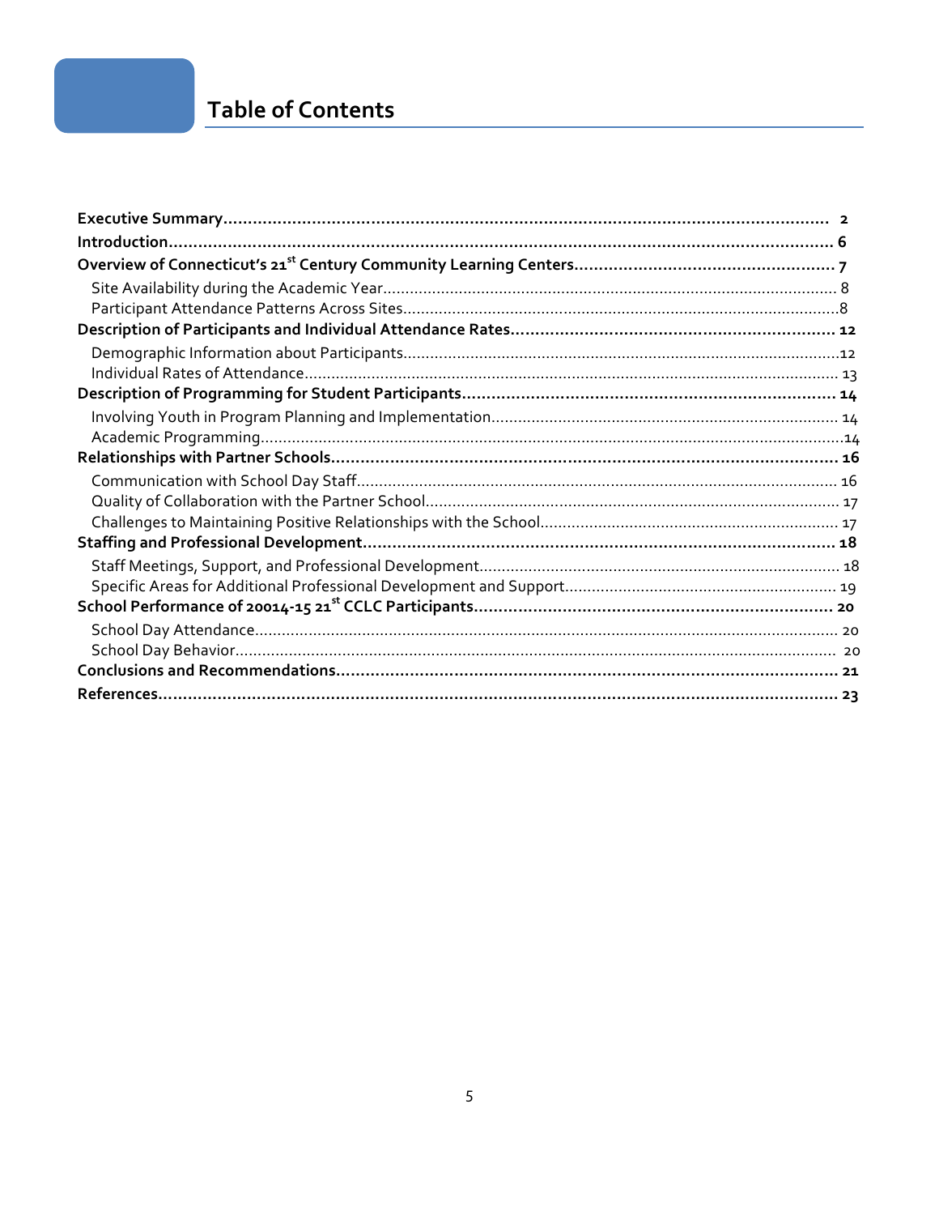# Table of Contents

**Executive Summary** ........................................................................................................................ **2**
**Introduction** ..................................................................................................................................... **6**
**Overview of Connecticut's 21st Century Community Learning Centers** ................................................... **7**
Site Availability during the Academic Year ............................................................................................ 8
Participant Attendance Patterns Across Sites .......................................................................................... 8
**Description of Participants and Individual Attendance Rates** .............................................................. **12**
Demographic Information about Participants ......................................................................................... 12
Individual Rates of Attendance ............................................................................................................. 13
**Description of Programming for Student Participants** ......................................................................... **14**
Involving Youth in Program Planning and Implementation ..................................................................... 14
Academic Programming ........................................................................................................................ 14
**Relationships with Partner Schools** .................................................................................................... **16**
Communication with School Day Staff .................................................................................................. 16
Quality of Collaboration with the Partner School .................................................................................... 17
Challenges to Maintaining Positive Relationships with the School ......................................................... 17
**Staffing and Professional Development** ............................................................................................. **18**
Staff Meetings, Support, and Professional Development ........................................................................ 18
Specific Areas for Additional Professional Development and Support .................................................... 19
**School Performance of 20014-15 21st CCLC Participants** ..................................................................... **20**
School Day Attendance ......................................................................................................................... 20
School Day Behavior ............................................................................................................................ 20
**Conclusions and Recommendations** .................................................................................................. **21**
**References** ......................................................................................................................................... **23**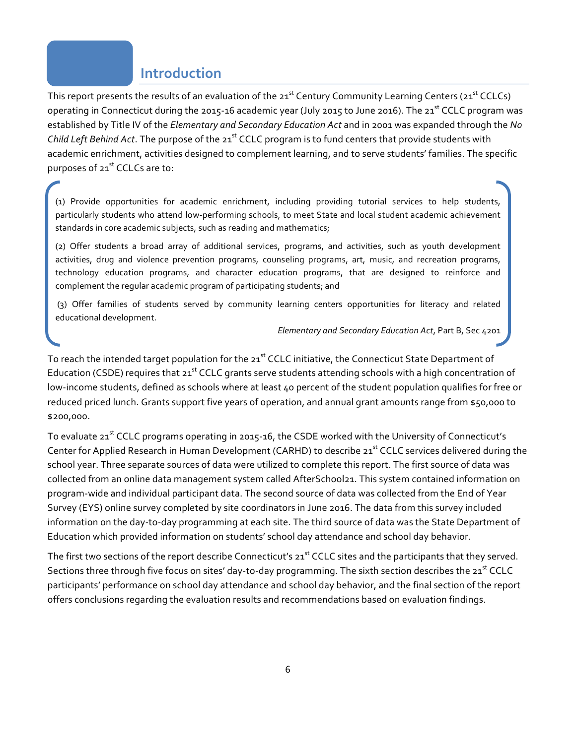# Introduction

This report presents the results of an evaluation of the 21$^{st}$ Century Community Learning Centers (21$^{st}$ CCLCs) operating in Connecticut during the 2015-16 academic year (July 2015 to June 2016). The 21$^{st}$ CCLC program was established by Title IV of the *Elementary and Secondary Education Act* and in 2001 was expanded through the *No Child Left Behind Act*. The purpose of the 21$^{st}$ CCLC program is to fund centers that provide students with academic enrichment, activities designed to complement learning, and to serve students' families. The specific purposes of 21$^{st}$ CCLCs are to:

> (1) Provide opportunities for academic enrichment, including providing tutorial services to help students, particularly students who attend low-performing schools, to meet State and local student academic achievement standards in core academic subjects, such as reading and mathematics;
>
> (2) Offer students a broad array of additional services, programs, and activities, such as youth development activities, drug and violence prevention programs, counseling programs, art, music, and recreation programs, technology education programs, and character education programs, that are designed to reinforce and complement the regular academic program of participating students; and
>
> (3) Offer families of students served by community learning centers opportunities for literacy and related educational development.
>
> *Elementary and Secondary Education Act*, Part B, Sec 4201

To reach the intended target population for the 21$^{st}$ CCLC initiative, the Connecticut State Department of Education (CSDE) requires that 21$^{st}$ CCLC grants serve students attending schools with a high concentration of low-income students, defined as schools where at least 40 percent of the student population qualifies for free or reduced priced lunch. Grants support five years of operation, and annual grant amounts range from $50,000 to $200,000.

To evaluate 21$^{st}$ CCLC programs operating in 2015-16, the CSDE worked with the University of Connecticut's Center for Applied Research in Human Development (CARHD) to describe 21$^{st}$ CCLC services delivered during the school year. Three separate sources of data were utilized to complete this report. The first source of data was collected from an online data management system called AfterSchool21. This system contained information on program-wide and individual participant data. The second source of data was collected from the End of Year Survey (EYS) online survey completed by site coordinators in June 2016. The data from this survey included information on the day-to-day programming at each site. The third source of data was the State Department of Education which provided information on students' school day attendance and school day behavior.

The first two sections of the report describe Connecticut's 21$^{st}$ CCLC sites and the participants that they served. Sections three through five focus on sites' day-to-day programming. The sixth section describes the 21$^{st}$ CCLC participants' performance on school day attendance and school day behavior, and the final section of the report offers conclusions regarding the evaluation results and recommendations based on evaluation findings.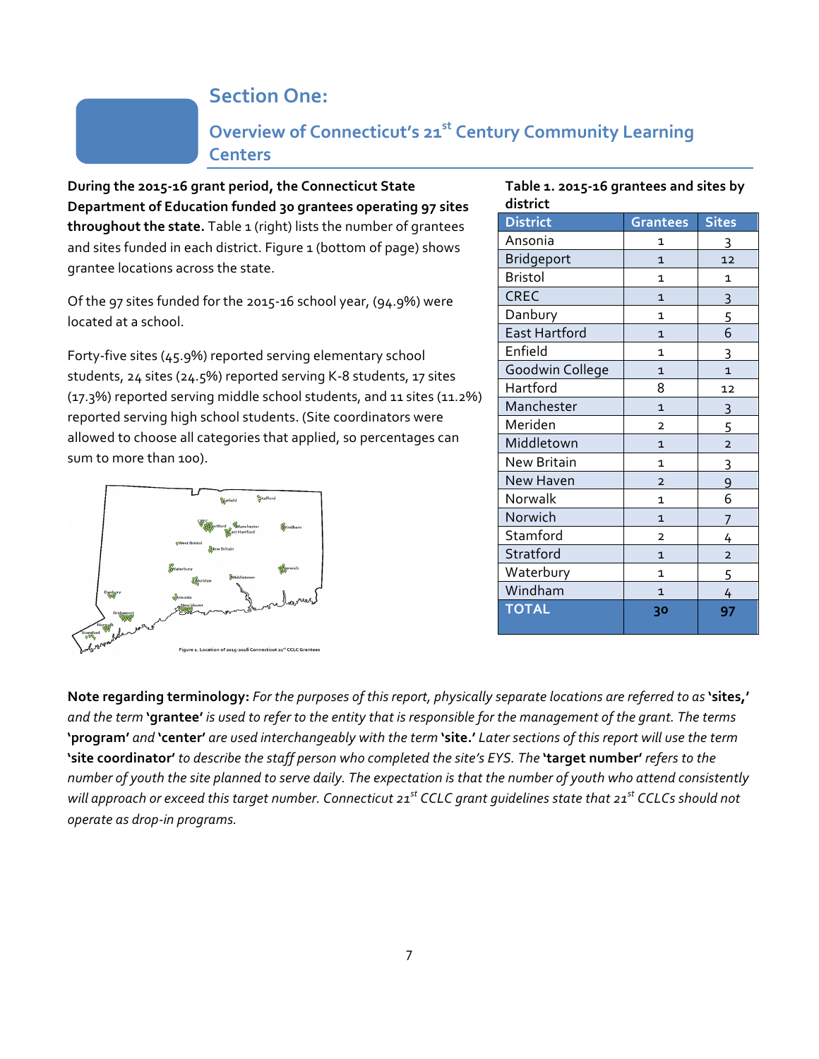# Section One:

## Overview of Connecticut's 21st Century Community Learning Centers

**During the 2015-16 grant period, the Connecticut State Department of Education funded 30 grantees operating 97 sites throughout the state.** Table 1 (right) lists the number of grantees and sites funded in each district. Figure 1 (bottom of page) shows grantee locations across the state.

Of the 97 sites funded for the 2015-16 school year, (94.9%) were located at a school.

Forty-five sites (45.9%) reported serving elementary school students, 24 sites (24.5%) reported serving K-8 students, 17 sites (17.3%) reported serving middle school students, and 11 sites (11.2%) reported serving high school students. (Site coordinators were allowed to choose all categories that applied, so percentages can sum to more than 100).

Enfield
Stafford
CREC
Hartford
Manchester
East Hartford
Windham
West Bristol
New Britain
Waterbury
Norwich
Meriden
Middletown
Danbury
Ansonia
New Haven
Bridgeport
Norwalk
Stamford

Figure 1. Location of 2015-2016 Connecticut 21st CCLC Grantees

**Table 1. 2015-16 grantees and sites by district**

| District | Grantees | Sites |
|---|---|---|
| Ansonia | 1 | 3 |
| Bridgeport | 1 | 12 |
| Bristol | 1 | 1 |
| CREC | 1 | 3 |
| Danbury | 1 | 5 |
| East Hartford | 1 | 6 |
| Enfield | 1 | 3 |
| Goodwin College | 1 | 1 |
| Hartford | 8 | 12 |
| Manchester | 1 | 3 |
| Meriden | 2 | 5 |
| Middletown | 1 | 2 |
| New Britain | 1 | 3 |
| New Haven | 2 | 9 |
| Norwalk | 1 | 6 |
| Norwich | 1 | 7 |
| Stamford | 2 | 4 |
| Stratford | 1 | 2 |
| Waterbury | 1 | 5 |
| Windham | 1 | 4 |
| **TOTAL** | **30** | **97** |

**Note regarding terminology:** *For the purposes of this report, physically separate locations are referred to as* **'sites,'** *and the term* **'grantee'** *is used to refer to the entity that is responsible for the management of the grant. The terms* **'program'** *and* **'center'** *are used interchangeably with the term* **'site.'** *Later sections of this report will use the term* **'site coordinator'** *to describe the staff person who completed the site's EYS. The* **'target number'** *refers to the number of youth the site planned to serve daily. The expectation is that the number of youth who attend consistently will approach or exceed this target number. Connecticut 21st CCLC grant guidelines state that 21st CCLCs should not operate as drop-in programs.*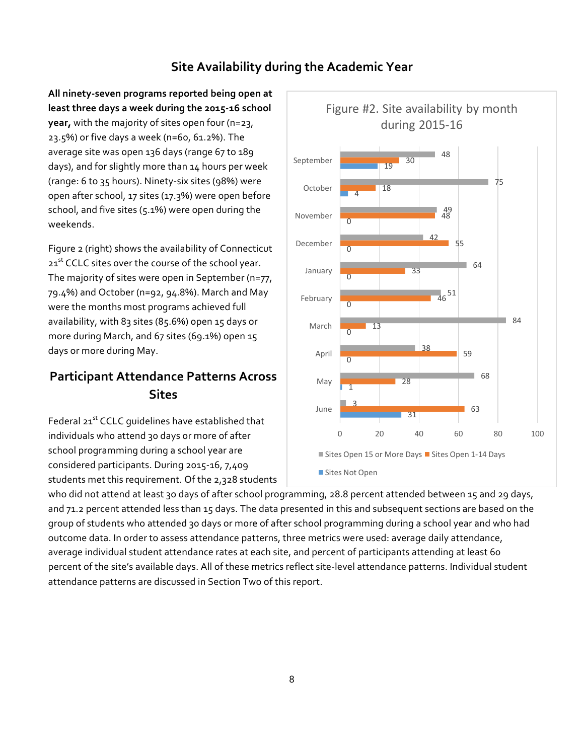## Site Availability during the Academic Year

**All ninety-seven programs reported being open at least three days a week during the 2015-16 school year,** with the majority of sites open four (n=23, 23.5%) or five days a week (n=60, 61.2%). The average site was open 136 days (range 67 to 189 days), and for slightly more than 14 hours per week (range: 6 to 35 hours). Ninety-six sites (98%) were open after school, 17 sites (17.3%) were open before school, and five sites (5.1%) were open during the weekends.

Figure 2 (right) shows the availability of Connecticut 21st CCLC sites over the course of the school year. The majority of sites were open in September (n=77, 79.4%) and October (n=92, 94.8%). March and May were the months most programs achieved full availability, with 83 sites (85.6%) open 15 days or more during March, and 67 sites (69.1%) open 15 days or more during May.

Figure #2. Site availability by month during 2015-16

September: 48, 30, 19
October: 75, 18, 4
November: 49, 48, 0
December: 42, 55, 0
January: 64, 33, 0
February: 51, 46, 0
March: 84, 13, 0
April: 38, 59, 0
May: 68, 28, 1
June: 3, 63, 31

0 20 40 60 80 100

Sites Open 15 or More Days
Sites Open 1-14 Days
Sites Not Open

## Participant Attendance Patterns Across Sites

Federal 21st CCLC guidelines have established that individuals who attend 30 days or more of after school programming during a school year are considered participants. During 2015-16, 7,409 students met this requirement. Of the 2,328 students who did not attend at least 30 days of after school programming, 28.8 percent attended between 15 and 29 days, and 71.2 percent attended less than 15 days. The data presented in this and subsequent sections are based on the group of students who attended 30 days or more of after school programming during a school year and who had outcome data. In order to assess attendance patterns, three metrics were used: average daily attendance, average individual student attendance rates at each site, and percent of participants attending at least 60 percent of the site's available days. All of these metrics reflect site-level attendance patterns. Individual student attendance patterns are discussed in Section Two of this report.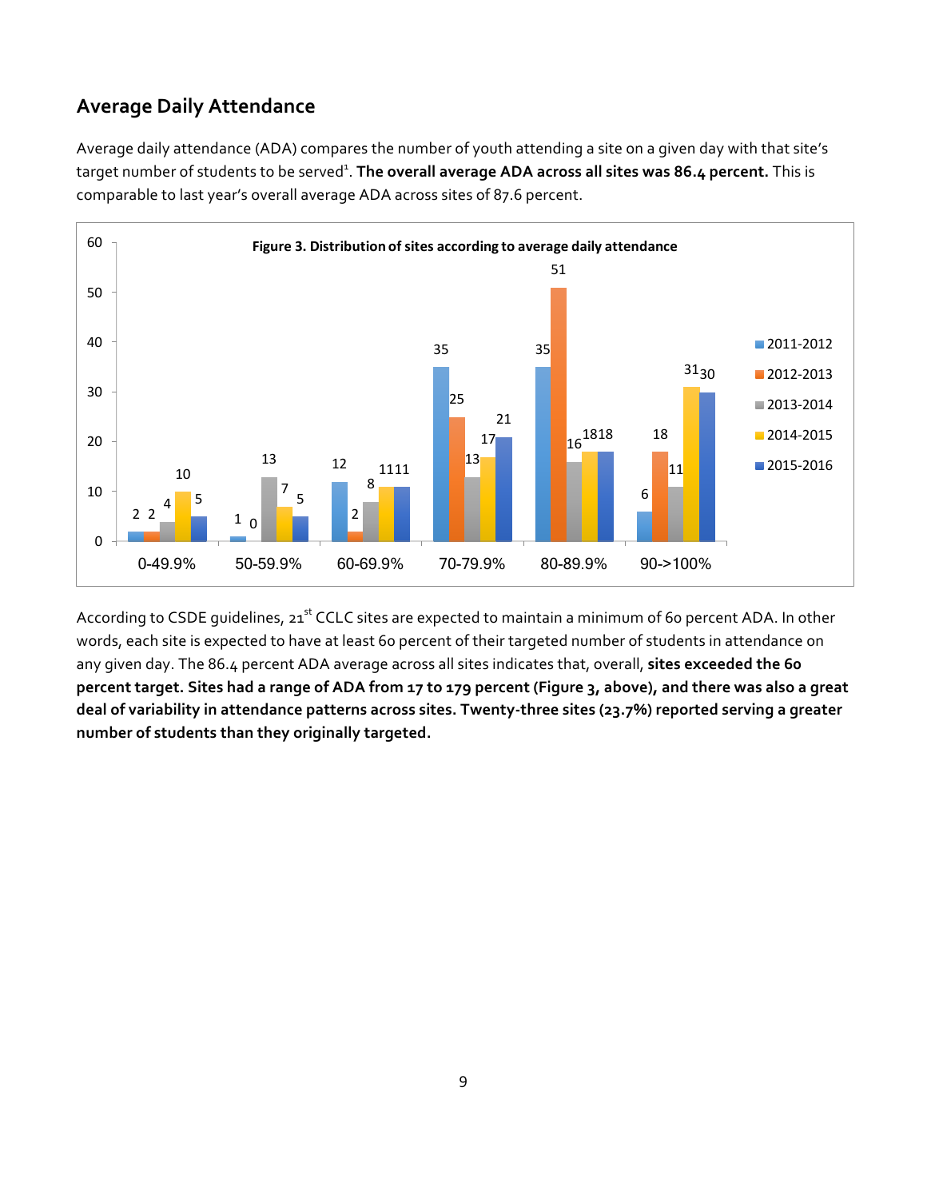## Average Daily Attendance

Average daily attendance (ADA) compares the number of youth attending a site on a given day with that site's target number of students to be served[1]. **The overall average ADA across all sites was 86.4 percent.** This is comparable to last year's overall average ADA across sites of 87.6 percent.

Figure 3. Distribution of sites according to average daily attendance

60
50
40
30
20
10
0

2011-2012
2012-2013
2013-2014
2014-2015
2015-2016

0-49.9%: 2 2 4 10 5
50-59.9%: 1 0 13 7 5
60-69.9%: 12 2 8 11 11
70-79.9%: 35 25 13 17 21
80-89.9%: 35 51 16 18 18
90->100%: 6 18 11 31 30

According to CSDE guidelines, 21st CCLC sites are expected to maintain a minimum of 60 percent ADA. In other words, each site is expected to have at least 60 percent of their targeted number of students in attendance on any given day. The 86.4 percent ADA average across all sites indicates that, overall, **sites exceeded the 60 percent target. Sites had a range of ADA from 17 to 179 percent (Figure 3, above), and there was also a great deal of variability in attendance patterns across sites. Twenty-three sites (23.7%) reported serving a greater number of students than they originally targeted.**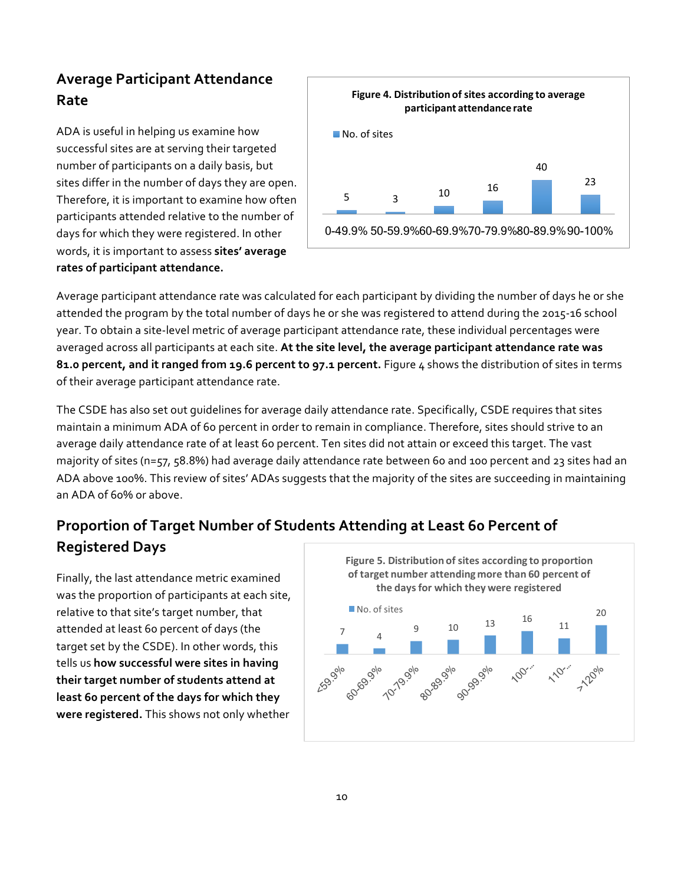## Average Participant Attendance Rate

ADA is useful in helping us examine how successful sites are at serving their targeted number of participants on a daily basis, but sites differ in the number of days they are open. Therefore, it is important to examine how often participants attended relative to the number of days for which they were registered. In other words, it is important to assess **sites' average rates of participant attendance.**

**Figure 4. Distribution of sites according to average participant attendance rate**

No. of sites

5
3
10
16
40
23

0-49.9% 50-59.9% 60-69.9% 70-79.9% 80-89.9% 90-100%

Average participant attendance rate was calculated for each participant by dividing the number of days he or she attended the program by the total number of days he or she was registered to attend during the 2015-16 school year. To obtain a site-level metric of average participant attendance rate, these individual percentages were averaged across all participants at each site. **At the site level, the average participant attendance rate was 81.0 percent, and it ranged from 19.6 percent to 97.1 percent.** Figure 4 shows the distribution of sites in terms of their average participant attendance rate.

The CSDE has also set out guidelines for average daily attendance rate. Specifically, CSDE requires that sites maintain a minimum ADA of 60 percent in order to remain in compliance. Therefore, sites should strive to an average daily attendance rate of at least 60 percent. Ten sites did not attain or exceed this target. The vast majority of sites (n=57, 58.8%) had average daily attendance rate between 60 and 100 percent and 23 sites had an ADA above 100%. This review of sites' ADAs suggests that the majority of the sites are succeeding in maintaining an ADA of 60% or above.

## Proportion of Target Number of Students Attending at Least 60 Percent of Registered Days

Finally, the last attendance metric examined was the proportion of participants at each site, relative to that site's target number, that attended at least 60 percent of days (the target set by the CSDE). In other words, this tells us **how successful were sites in having their target number of students attend at least 60 percent of the days for which they were registered.** This shows not only whether

**Figure 5. Distribution of sites according to proportion of target number attending more than 60 percent of the days for which they were registered**

No. of sites

7
4
9
10
13
16
11
20

<59.9%
60-69.9%
70-79.9%
80-89.9%
90-99.9%
100-...
110-...
>120%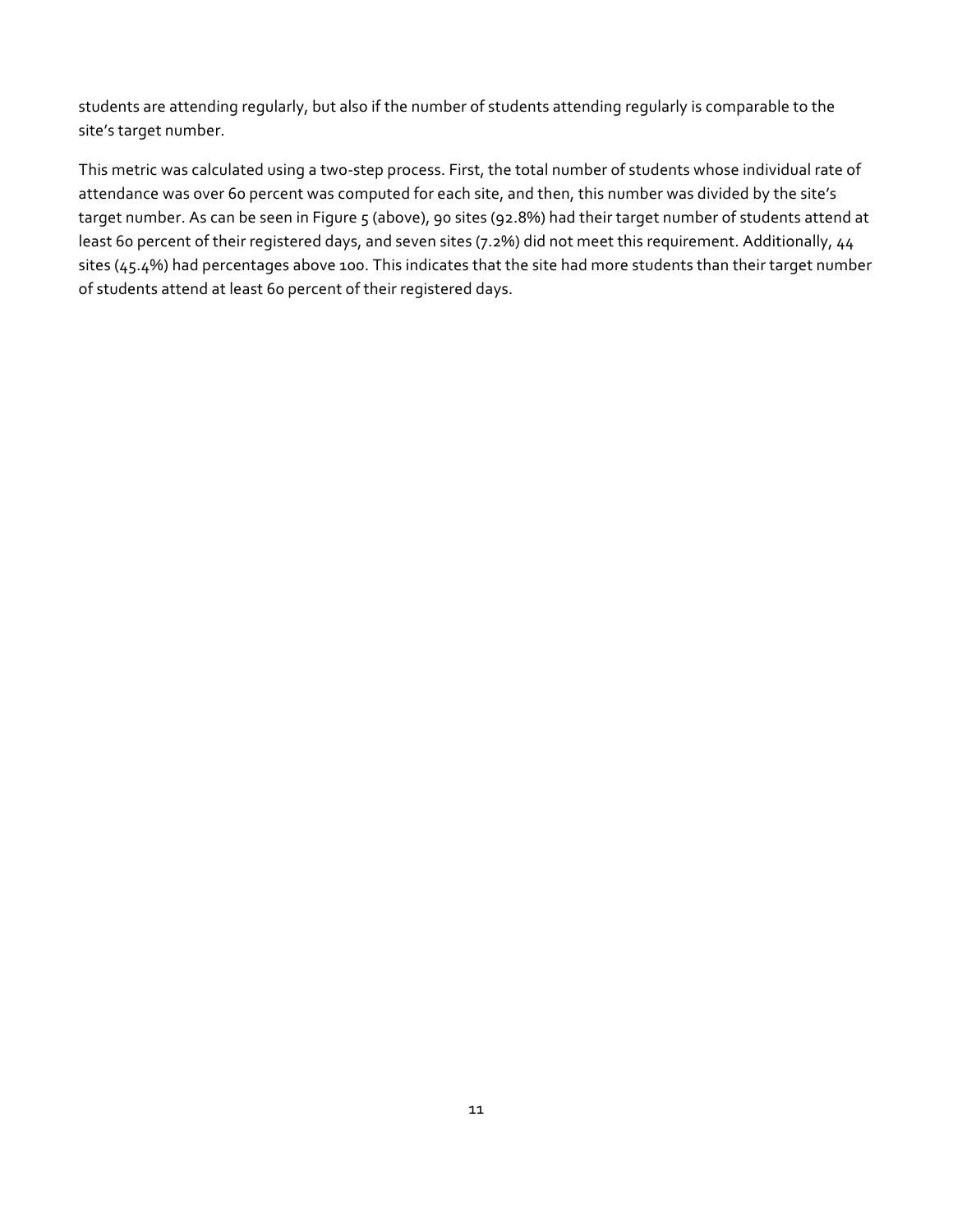students are attending regularly, but also if the number of students attending regularly is comparable to the site's target number.

This metric was calculated using a two-step process. First, the total number of students whose individual rate of attendance was over 60 percent was computed for each site, and then, this number was divided by the site's target number. As can be seen in Figure 5 (above), 90 sites (92.8%) had their target number of students attend at least 60 percent of their registered days, and seven sites (7.2%) did not meet this requirement. Additionally, 44 sites (45.4%) had percentages above 100. This indicates that the site had more students than their target number of students attend at least 60 percent of their registered days.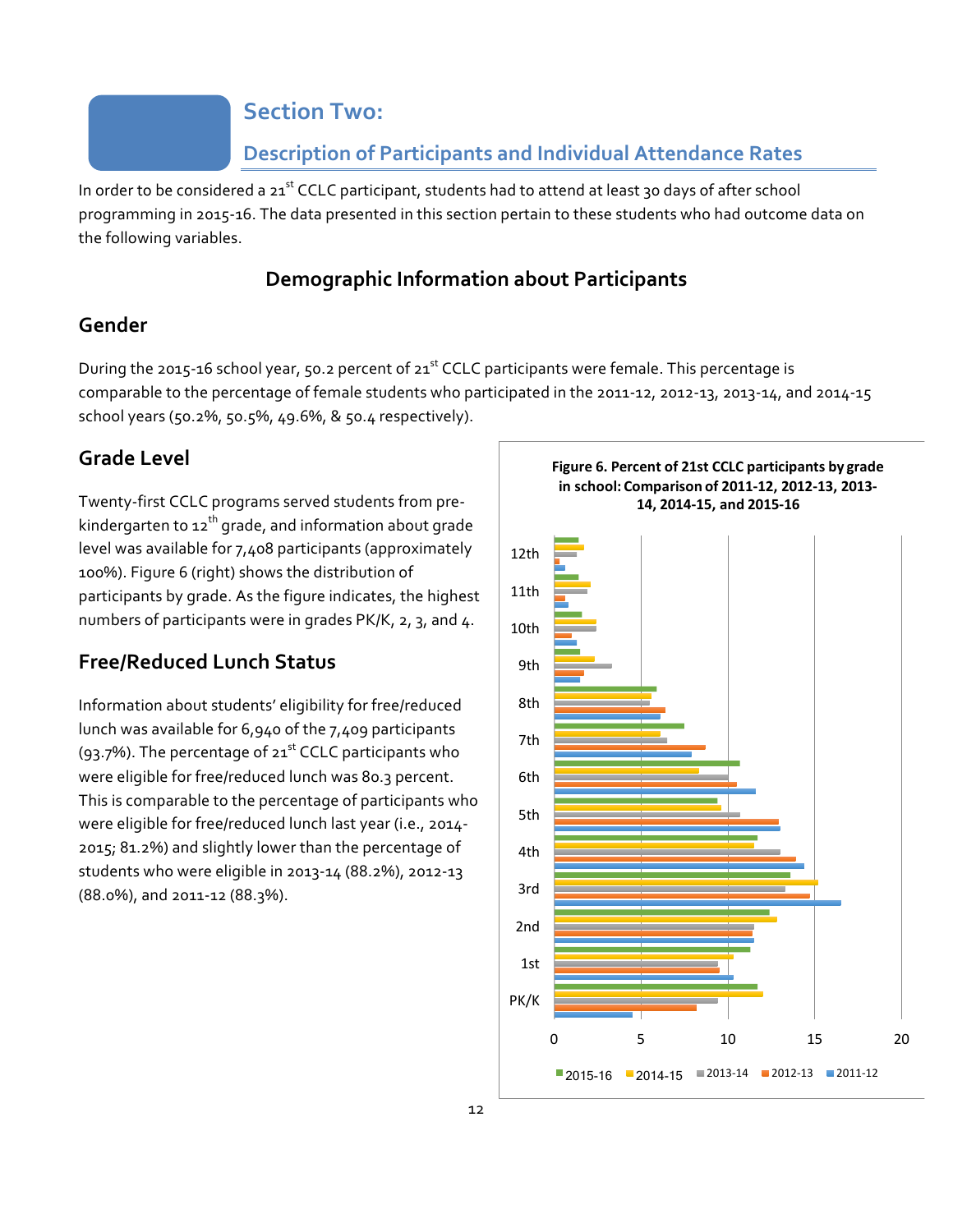# Section Two:

## Description of Participants and Individual Attendance Rates

In order to be considered a 21st CCLC participant, students had to attend at least 30 days of after school programming in 2015-16. The data presented in this section pertain to these students who had outcome data on the following variables.

### Demographic Information about Participants

### Gender

During the 2015-16 school year, 50.2 percent of 21st CCLC participants were female. This percentage is comparable to the percentage of female students who participated in the 2011-12, 2012-13, 2013-14, and 2014-15 school years (50.2%, 50.5%, 49.6%, & 50.4 respectively).

### Grade Level

Twenty-first CCLC programs served students from pre-kindergarten to 12th grade, and information about grade level was available for 7,408 participants (approximately 100%). Figure 6 (right) shows the distribution of participants by grade. As the figure indicates, the highest numbers of participants were in grades PK/K, 2, 3, and 4.

### Free/Reduced Lunch Status

Information about students' eligibility for free/reduced lunch was available for 6,940 of the 7,409 participants (93.7%). The percentage of 21st CCLC participants who were eligible for free/reduced lunch was 80.3 percent. This is comparable to the percentage of participants who were eligible for free/reduced lunch last year (i.e., 2014-2015; 81.2%) and slightly lower than the percentage of students who were eligible in 2013-14 (88.2%), 2012-13 (88.0%), and 2011-12 (88.3%).

**Figure 6. Percent of 21st CCLC participants by grade in school: Comparison of 2011-12, 2012-13, 2013-14, 2014-15, and 2015-16**

12th
11th
10th
9th
8th
7th
6th
5th
4th
3rd
2nd
1st
PK/K

0 5 10 15 20

2015-16 2014-15 2013-14 2012-13 2011-12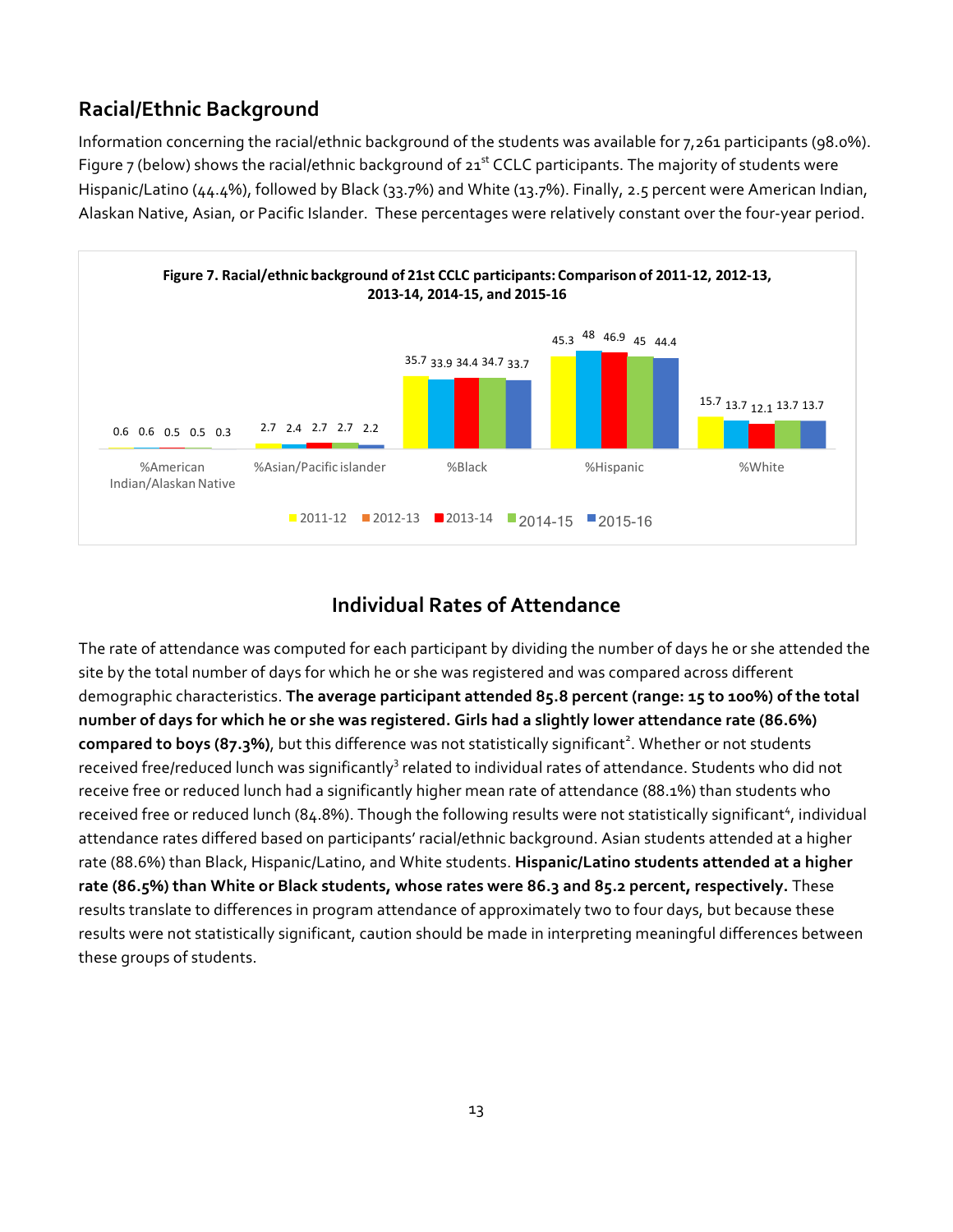## Racial/Ethnic Background

Information concerning the racial/ethnic background of the students was available for 7,261 participants (98.0%). Figure 7 (below) shows the racial/ethnic background of 21st CCLC participants. The majority of students were Hispanic/Latino (44.4%), followed by Black (33.7%) and White (13.7%). Finally, 2.5 percent were American Indian, Alaskan Native, Asian, or Pacific Islander. These percentages were relatively constant over the four-year period.

**Figure 7. Racial/ethnic background of 21st CCLC participants: Comparison of 2011-12, 2012-13, 2013-14, 2014-15, and 2015-16**

%American Indian/Alaskan Native: 0.6 0.6 0.5 0.5 0.3

%Asian/Pacific islander: 2.7 2.4 2.7 2.7 2.2

%Black: 35.7 33.9 34.4 34.7 33.7

%Hispanic: 45.3 48 46.9 45 44.4

%White: 15.7 13.7 12.1 13.7 13.7

2011-12 2012-13 2013-14 2014-15 2015-16

## Individual Rates of Attendance

The rate of attendance was computed for each participant by dividing the number of days he or she attended the site by the total number of days for which he or she was registered and was compared across different demographic characteristics. **The average participant attended 85.8 percent (range: 15 to 100%) of the total number of days for which he or she was registered. Girls had a slightly lower attendance rate (86.6%) compared to boys (87.3%)**, but this difference was not statistically significant[2]. Whether or not students received free/reduced lunch was significantly[3] related to individual rates of attendance. Students who did not receive free or reduced lunch had a significantly higher mean rate of attendance (88.1%) than students who received free or reduced lunch (84.8%). Though the following results were not statistically significant[4], individual attendance rates differed based on participants' racial/ethnic background. Asian students attended at a higher rate (88.6%) than Black, Hispanic/Latino, and White students. **Hispanic/Latino students attended at a higher rate (86.5%) than White or Black students, whose rates were 86.3 and 85.2 percent, respectively.** These results translate to differences in program attendance of approximately two to four days, but because these results were not statistically significant, caution should be made in interpreting meaningful differences between these groups of students.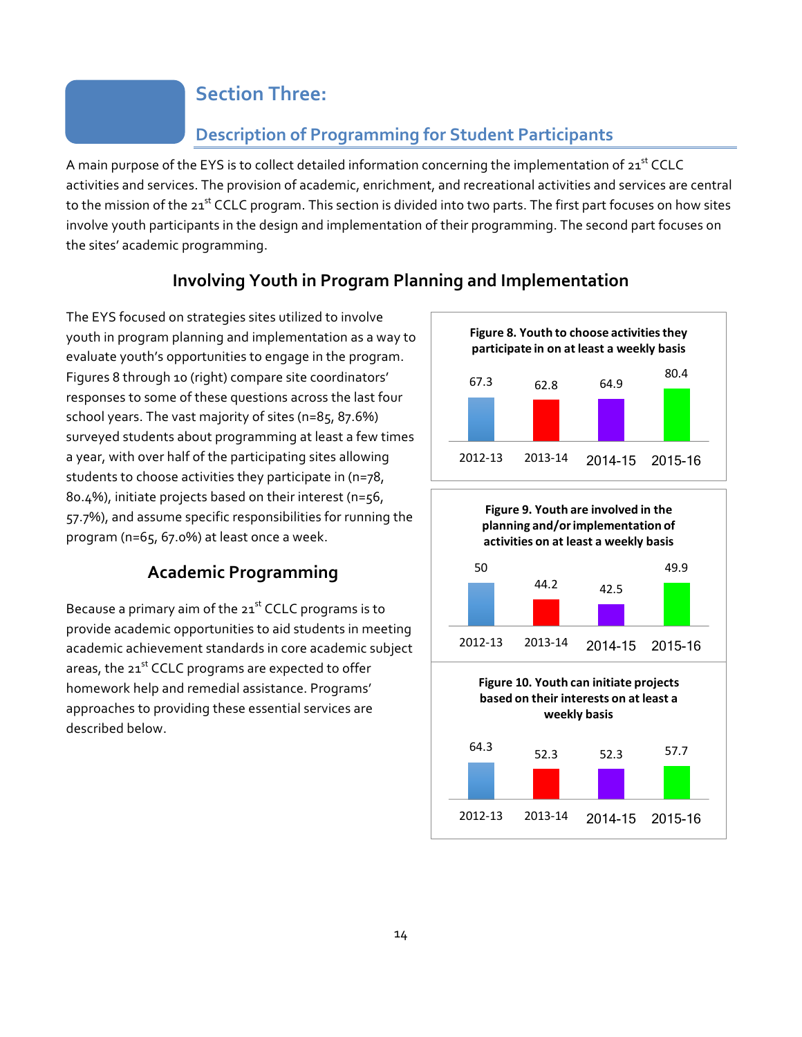## Section Three:

### Description of Programming for Student Participants

A main purpose of the EYS is to collect detailed information concerning the implementation of 21st CCLC activities and services. The provision of academic, enrichment, and recreational activities and services are central to the mission of the 21st CCLC program. This section is divided into two parts. The first part focuses on how sites involve youth participants in the design and implementation of their programming. The second part focuses on the sites' academic programming.

### Involving Youth in Program Planning and Implementation

The EYS focused on strategies sites utilized to involve youth in program planning and implementation as a way to evaluate youth's opportunities to engage in the program. Figures 8 through 10 (right) compare site coordinators' responses to some of these questions across the last four school years. The vast majority of sites (n=85, 87.6%) surveyed students about programming at least a few times a year, with over half of the participating sites allowing students to choose activities they participate in (n=78, 80.4%), initiate projects based on their interest (n=56, 57.7%), and assume specific responsibilities for running the program (n=65, 67.0%) at least once a week.

**Figure 8. Youth to choose activities they participate in on at least a weekly basis**

| 2012-13 | 2013-14 | 2014-15 | 2015-16 |
|---|---|---|---|
| 67.3 | 62.8 | 64.9 | 80.4 |

**Figure 9. Youth are involved in the planning and/or implementation of activities on at least a weekly basis**

| 2012-13 | 2013-14 | 2014-15 | 2015-16 |
|---|---|---|---|
| 50 | 44.2 | 42.5 | 49.9 |

**Figure 10. Youth can initiate projects based on their interests on at least a weekly basis**

| 2012-13 | 2013-14 | 2014-15 | 2015-16 |
|---|---|---|---|
| 64.3 | 52.3 | 52.3 | 57.7 |

### Academic Programming

Because a primary aim of the 21st CCLC programs is to provide academic opportunities to aid students in meeting academic achievement standards in core academic subject areas, the 21st CCLC programs are expected to offer homework help and remedial assistance. Programs' approaches to providing these essential services are described below.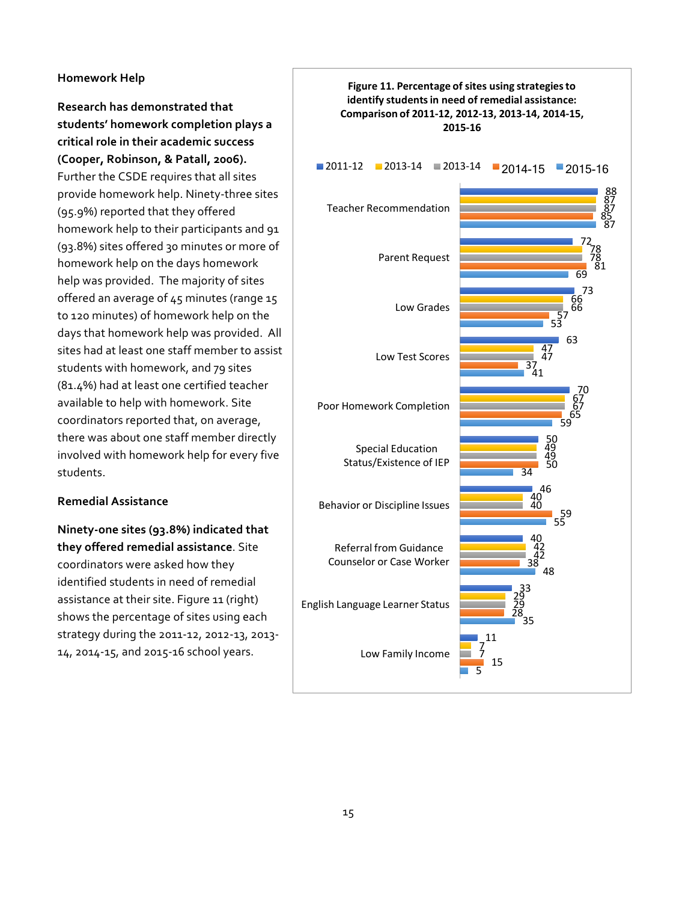### Homework Help

**Research has demonstrated that students' homework completion plays a critical role in their academic success (Cooper, Robinson, & Patall, 2006).** Further the CSDE requires that all sites provide homework help. Ninety-three sites (95.9%) reported that they offered homework help to their participants and 91 (93.8%) sites offered 30 minutes or more of homework help on the days homework help was provided. The majority of sites offered an average of 45 minutes (range 15 to 120 minutes) of homework help on the days that homework help was provided. All sites had at least one staff member to assist students with homework, and 79 sites (81.4%) had at least one certified teacher available to help with homework. Site coordinators reported that, on average, there was about one staff member directly involved with homework help for every five students.

### Remedial Assistance

**Ninety-one sites (93.8%) indicated that they offered remedial assistance**. Site coordinators were asked how they identified students in need of remedial assistance at their site. Figure 11 (right) shows the percentage of sites using each strategy during the 2011-12, 2012-13, 2013-14, 2014-15, and 2015-16 school years.

**Figure 11. Percentage of sites using strategies to identify students in need of remedial assistance: Comparison of 2011-12, 2012-13, 2013-14, 2014-15, 2015-16**

2011-12 | 2013-14 | 2013-14 | 2014-15 | 2015-16

Teacher Recommendation: 88, 87, 87, 85, 87

Parent Request: 72, 78, 78, 81, 69

Low Grades: 73, 66, 66, 57, 53

Low Test Scores: 63, 47, 47, 37, 41

Poor Homework Completion: 70, 67, 67, 65, 59

Special Education Status/Existence of IEP: 50, 49, 49, 50, 34

Behavior or Discipline Issues: 46, 40, 40, 59, 55

Referral from Guidance Counselor or Case Worker: 40, 42, 42, 38, 48

English Language Learner Status: 33, 29, 29, 28, 35

Low Family Income: 11, 7, 7, 15, 5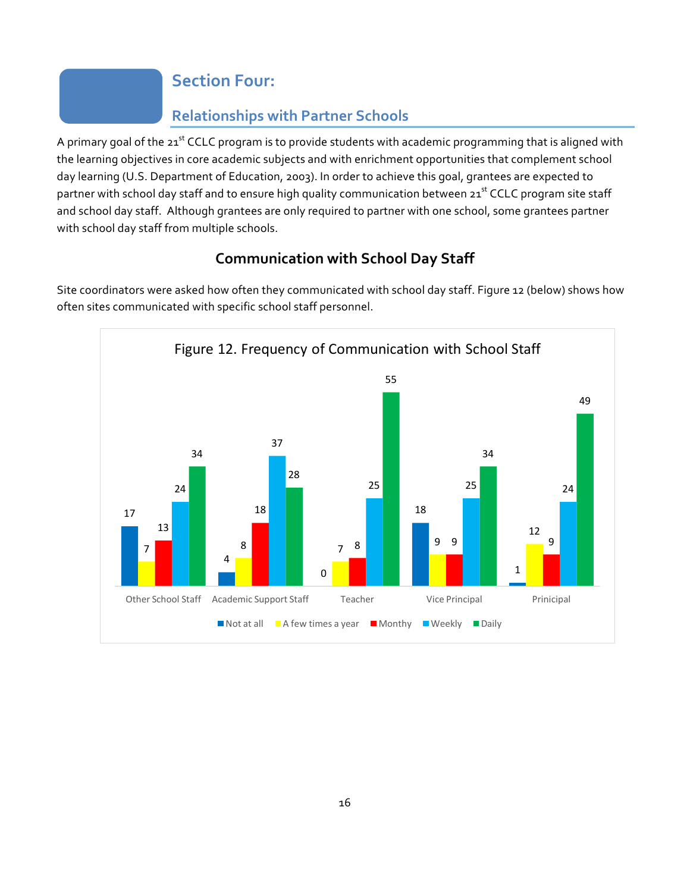# Section Four:

## Relationships with Partner Schools

A primary goal of the 21st CCLC program is to provide students with academic programming that is aligned with the learning objectives in core academic subjects and with enrichment opportunities that complement school day learning (U.S. Department of Education, 2003). In order to achieve this goal, grantees are expected to partner with school day staff and to ensure high quality communication between 21st CCLC program site staff and school day staff. Although grantees are only required to partner with one school, some grantees partner with school day staff from multiple schools.

### Communication with School Day Staff

Site coordinators were asked how often they communicated with school day staff. Figure 12 (below) shows how often sites communicated with specific school staff personnel.

Figure 12. Frequency of Communication with School Staff

Other School Staff: 17, 7, 13, 24, 34

Academic Support Staff: 4, 8, 18, 37, 28

Teacher: 0, 7, 8, 25, 55

Vice Principal: 18, 9, 9, 25, 34

Prinicipal: 1, 12, 9, 24, 49

Not at all | A few times a year | Monthy | Weekly | Daily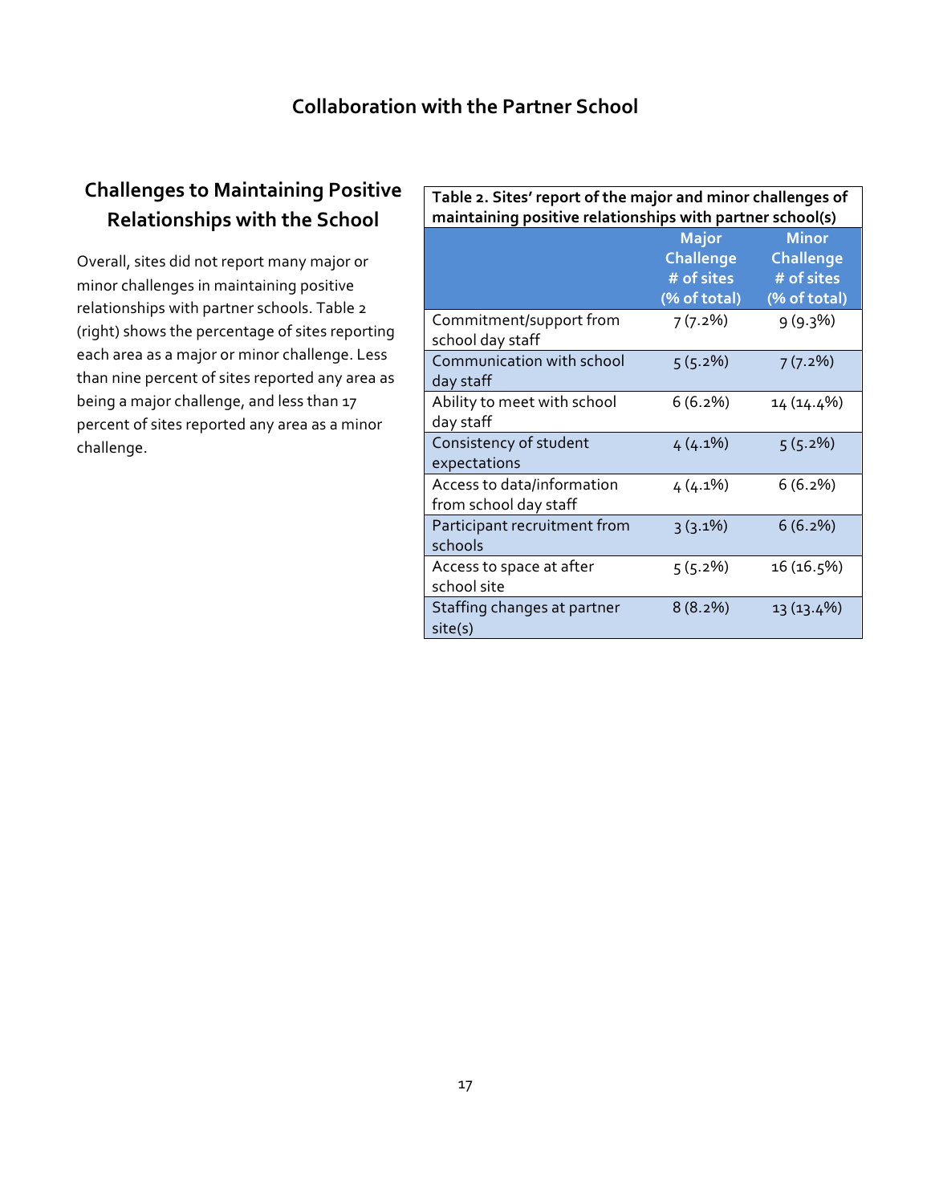# Collaboration with the Partner School

## Challenges to Maintaining Positive Relationships with the School

Overall, sites did not report many major or minor challenges in maintaining positive relationships with partner schools. Table 2 (right) shows the percentage of sites reporting each area as a major or minor challenge. Less than nine percent of sites reported any area as being a major challenge, and less than 17 percent of sites reported any area as a minor challenge.

**Table 2. Sites' report of the major and minor challenges of maintaining positive relationships with partner school(s)**

| | Major Challenge # of sites (% of total) | Minor Challenge # of sites (% of total) |
|---|---|---|
| Commitment/support from school day staff | 7 (7.2%) | 9 (9.3%) |
| Communication with school day staff | 5 (5.2%) | 7 (7.2%) |
| Ability to meet with school day staff | 6 (6.2%) | 14 (14.4%) |
| Consistency of student expectations | 4 (4.1%) | 5 (5.2%) |
| Access to data/information from school day staff | 4 (4.1%) | 6 (6.2%) |
| Participant recruitment from schools | 3 (3.1%) | 6 (6.2%) |
| Access to space at after school site | 5 (5.2%) | 16 (16.5%) |
| Staffing changes at partner site(s) | 8 (8.2%) | 13 (13.4%) |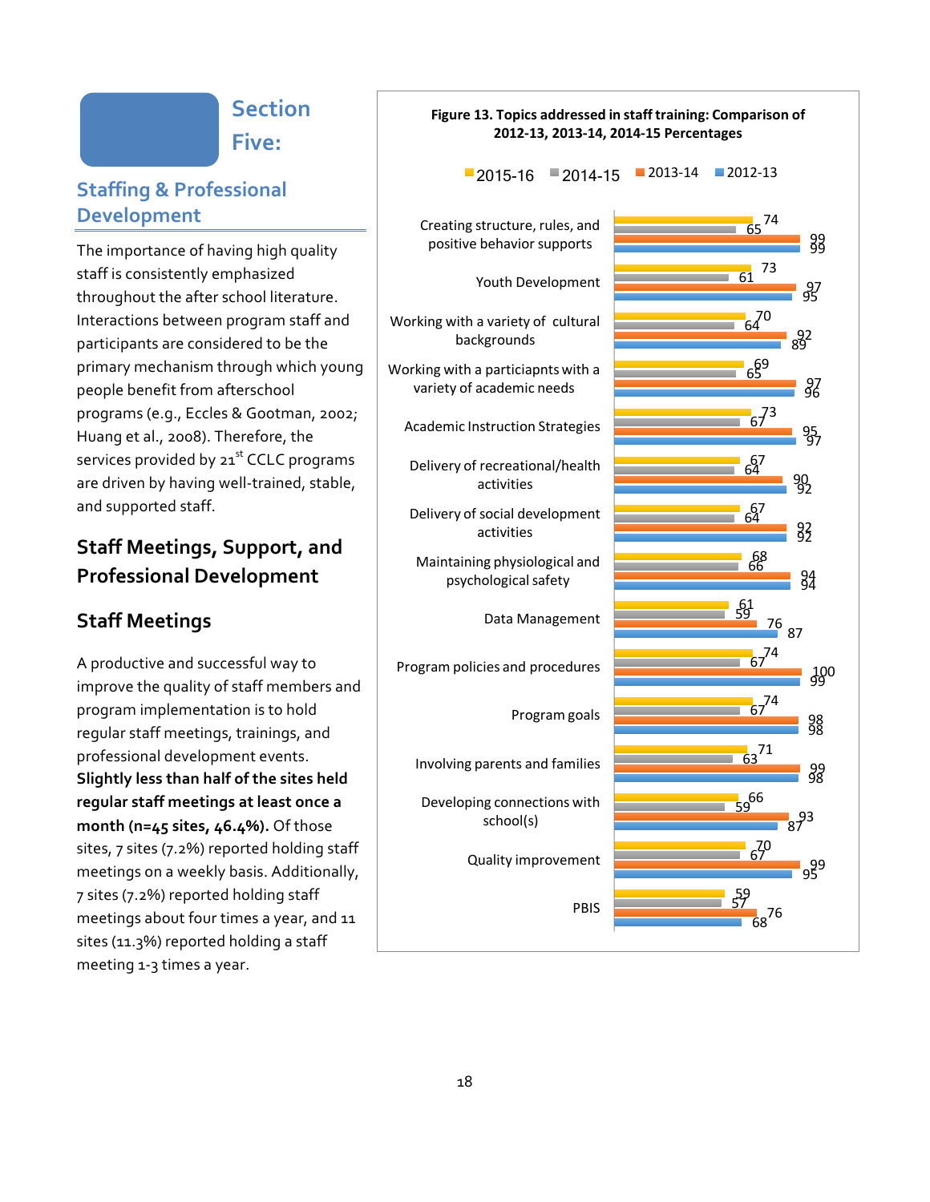# Section Five:

## Staffing & Professional Development

The importance of having high quality staff is consistently emphasized throughout the after school literature. Interactions between program staff and participants are considered to be the primary mechanism through which young people benefit from afterschool programs (e.g., Eccles & Gootman, 2002; Huang et al., 2008). Therefore, the services provided by 21st CCLC programs are driven by having well-trained, stable, and supported staff.

## Staff Meetings, Support, and Professional Development

### Staff Meetings

A productive and successful way to improve the quality of staff members and program implementation is to hold regular staff meetings, trainings, and professional development events. **Slightly less than half of the sites held regular staff meetings at least once a month (n=45 sites, 46.4%).** Of those sites, 7 sites (7.2%) reported holding staff meetings on a weekly basis. Additionally, 7 sites (7.2%) reported holding staff meetings about four times a year, and 11 sites (11.3%) reported holding a staff meeting 1-3 times a year.

**Figure 13. Topics addressed in staff training: Comparison of 2012-13, 2013-14, 2014-15 Percentages**

2015-16 2014-15 2013-14 2012-13

Creating structure, rules, and positive behavior supports 74 65 99 99
Youth Development 73 61 97 95
Working with a variety of cultural backgrounds 70 64 92 89
Working with a particiapnts with a variety of academic needs 69 65 97 96
Academic Instruction Strategies 73 67 95 97
Delivery of recreational/health activities 67 64 90 92
Delivery of social development activities 67 64 92 92
Maintaining physiological and psychological safety 68 66 94 94
Data Management 61 59 76 87
Program policies and procedures 74 67 100 99
Program goals 74 67 98 98
Involving parents and families 71 63 99 98
Developing connections with school(s) 66 59 93 87
Quality improvement 70 67 99 95
PBIS 59 57 76 68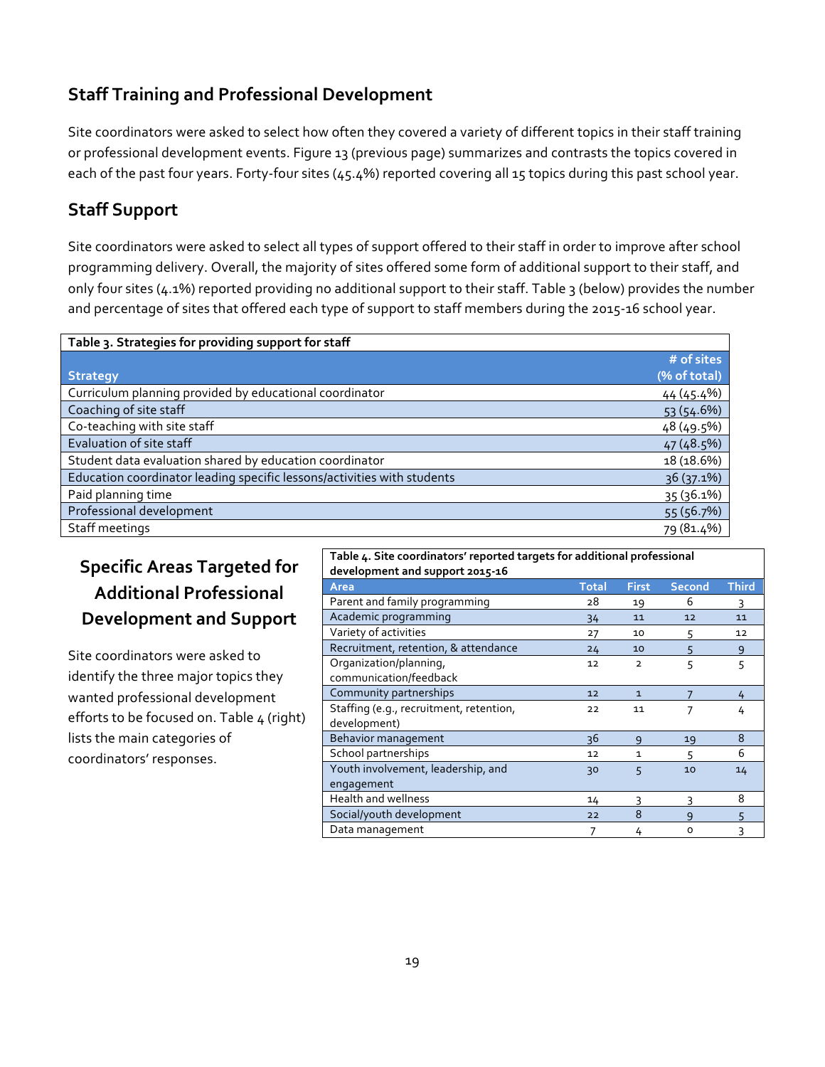## Staff Training and Professional Development

Site coordinators were asked to select how often they covered a variety of different topics in their staff training or professional development events. Figure 13 (previous page) summarizes and contrasts the topics covered in each of the past four years. Forty-four sites (45.4%) reported covering all 15 topics during this past school year.

## Staff Support

Site coordinators were asked to select all types of support offered to their staff in order to improve after school programming delivery. Overall, the majority of sites offered some form of additional support to their staff, and only four sites (4.1%) reported providing no additional support to their staff. Table 3 (below) provides the number and percentage of sites that offered each type of support to staff members during the 2015-16 school year.

**Table 3. Strategies for providing support for staff**

| Strategy | # of sites (% of total) |
|---|---|
| Curriculum planning provided by educational coordinator | 44 (45.4%) |
| Coaching of site staff | 53 (54.6%) |
| Co-teaching with site staff | 48 (49.5%) |
| Evaluation of site staff | 47 (48.5%) |
| Student data evaluation shared by education coordinator | 18 (18.6%) |
| Education coordinator leading specific lessons/activities with students | 36 (37.1%) |
| Paid planning time | 35 (36.1%) |
| Professional development | 55 (56.7%) |
| Staff meetings | 79 (81.4%) |

## Specific Areas Targeted for Additional Professional Development and Support

Site coordinators were asked to identify the three major topics they wanted professional development efforts to be focused on. Table 4 (right) lists the main categories of coordinators' responses.

**Table 4. Site coordinators' reported targets for additional professional development and support 2015-16**

| Area | Total | First | Second | Third |
|---|---|---|---|---|
| Parent and family programming | 28 | 19 | 6 | 3 |
| Academic programming | 34 | 11 | 12 | 11 |
| Variety of activities | 27 | 10 | 5 | 12 |
| Recruitment, retention, & attendance | 24 | 10 | 5 | 9 |
| Organization/planning, communication/feedback | 12 | 2 | 5 | 5 |
| Community partnerships | 12 | 1 | 7 | 4 |
| Staffing (e.g., recruitment, retention, development) | 22 | 11 | 7 | 4 |
| Behavior management | 36 | 9 | 19 | 8 |
| School partnerships | 12 | 1 | 5 | 6 |
| Youth involvement, leadership, and engagement | 30 | 5 | 10 | 14 |
| Health and wellness | 14 | 3 | 3 | 8 |
| Social/youth development | 22 | 8 | 9 | 5 |
| Data management | 7 | 4 | 0 | 3 |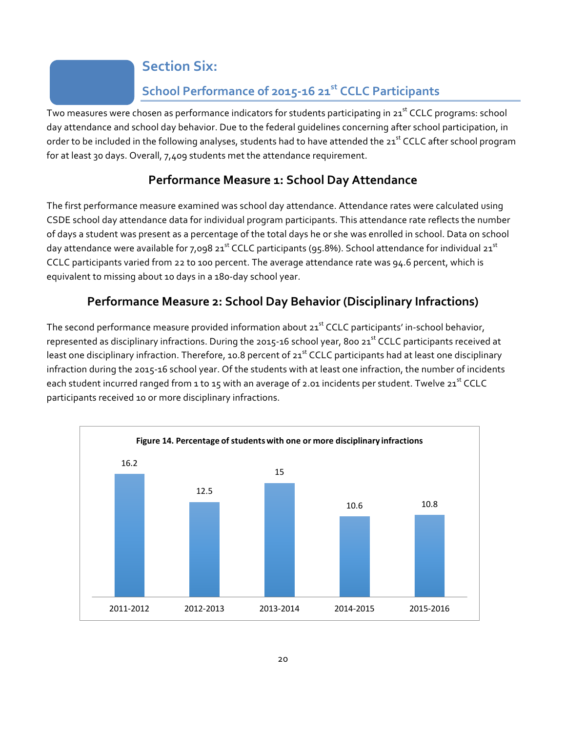## Section Six:

## School Performance of 2015-16 21st CCLC Participants

Two measures were chosen as performance indicators for students participating in 21st CCLC programs: school day attendance and school day behavior. Due to the federal guidelines concerning after school participation, in order to be included in the following analyses, students had to have attended the 21st CCLC after school program for at least 30 days. Overall, 7,409 students met the attendance requirement.

### Performance Measure 1: School Day Attendance

The first performance measure examined was school day attendance. Attendance rates were calculated using CSDE school day attendance data for individual program participants. This attendance rate reflects the number of days a student was present as a percentage of the total days he or she was enrolled in school. Data on school day attendance were available for 7,098 21st CCLC participants (95.8%). School attendance for individual 21st CCLC participants varied from 22 to 100 percent. The average attendance rate was 94.6 percent, which is equivalent to missing about 10 days in a 180-day school year.

### Performance Measure 2: School Day Behavior (Disciplinary Infractions)

The second performance measure provided information about 21st CCLC participants' in-school behavior, represented as disciplinary infractions. During the 2015-16 school year, 800 21st CCLC participants received at least one disciplinary infraction. Therefore, 10.8 percent of 21st CCLC participants had at least one disciplinary infraction during the 2015-16 school year. Of the students with at least one infraction, the number of incidents each student incurred ranged from 1 to 15 with an average of 2.01 incidents per student. Twelve 21st CCLC participants received 10 or more disciplinary infractions.

**Figure 14. Percentage of students with one or more disciplinary infractions**

16.2
12.5
15
10.6
10.8

2011-2012
2012-2013
2013-2014
2014-2015
2015-2016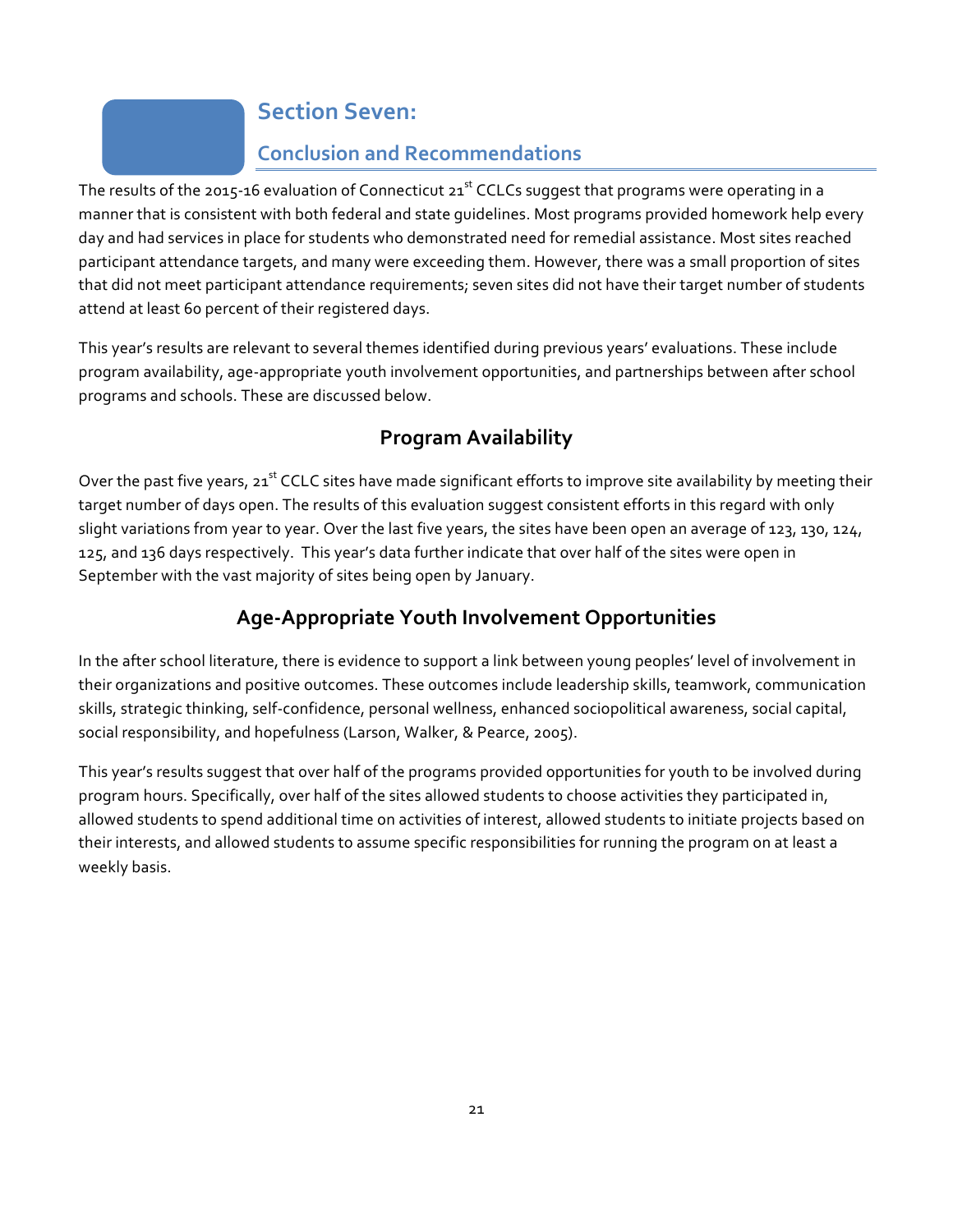# Section Seven:

## Conclusion and Recommendations

The results of the 2015-16 evaluation of Connecticut 21st CCLCs suggest that programs were operating in a manner that is consistent with both federal and state guidelines. Most programs provided homework help every day and had services in place for students who demonstrated need for remedial assistance. Most sites reached participant attendance targets, and many were exceeding them. However, there was a small proportion of sites that did not meet participant attendance requirements; seven sites did not have their target number of students attend at least 60 percent of their registered days.

This year's results are relevant to several themes identified during previous years' evaluations. These include program availability, age-appropriate youth involvement opportunities, and partnerships between after school programs and schools. These are discussed below.

### Program Availability

Over the past five years, 21st CCLC sites have made significant efforts to improve site availability by meeting their target number of days open. The results of this evaluation suggest consistent efforts in this regard with only slight variations from year to year. Over the last five years, the sites have been open an average of 123, 130, 124, 125, and 136 days respectively. This year's data further indicate that over half of the sites were open in September with the vast majority of sites being open by January.

### Age-Appropriate Youth Involvement Opportunities

In the after school literature, there is evidence to support a link between young peoples' level of involvement in their organizations and positive outcomes. These outcomes include leadership skills, teamwork, communication skills, strategic thinking, self-confidence, personal wellness, enhanced sociopolitical awareness, social capital, social responsibility, and hopefulness (Larson, Walker, & Pearce, 2005).

This year's results suggest that over half of the programs provided opportunities for youth to be involved during program hours. Specifically, over half of the sites allowed students to choose activities they participated in, allowed students to spend additional time on activities of interest, allowed students to initiate projects based on their interests, and allowed students to assume specific responsibilities for running the program on at least a weekly basis.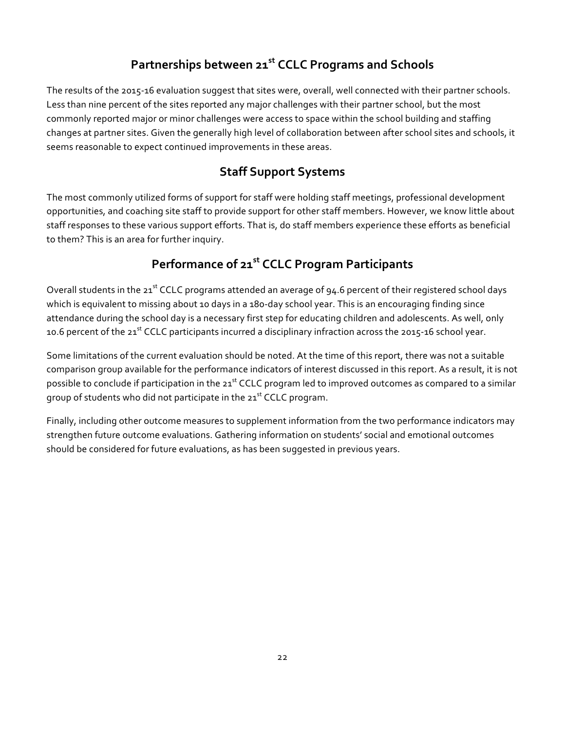## Partnerships between 21st CCLC Programs and Schools

The results of the 2015-16 evaluation suggest that sites were, overall, well connected with their partner schools. Less than nine percent of the sites reported any major challenges with their partner school, but the most commonly reported major or minor challenges were access to space within the school building and staffing changes at partner sites. Given the generally high level of collaboration between after school sites and schools, it seems reasonable to expect continued improvements in these areas.

## Staff Support Systems

The most commonly utilized forms of support for staff were holding staff meetings, professional development opportunities, and coaching site staff to provide support for other staff members. However, we know little about staff responses to these various support efforts. That is, do staff members experience these efforts as beneficial to them? This is an area for further inquiry.

## Performance of 21st CCLC Program Participants

Overall students in the 21st CCLC programs attended an average of 94.6 percent of their registered school days which is equivalent to missing about 10 days in a 180-day school year. This is an encouraging finding since attendance during the school day is a necessary first step for educating children and adolescents. As well, only 10.6 percent of the 21st CCLC participants incurred a disciplinary infraction across the 2015-16 school year.

Some limitations of the current evaluation should be noted. At the time of this report, there was not a suitable comparison group available for the performance indicators of interest discussed in this report. As a result, it is not possible to conclude if participation in the 21st CCLC program led to improved outcomes as compared to a similar group of students who did not participate in the 21st CCLC program.

Finally, including other outcome measures to supplement information from the two performance indicators may strengthen future outcome evaluations. Gathering information on students' social and emotional outcomes should be considered for future evaluations, as has been suggested in previous years.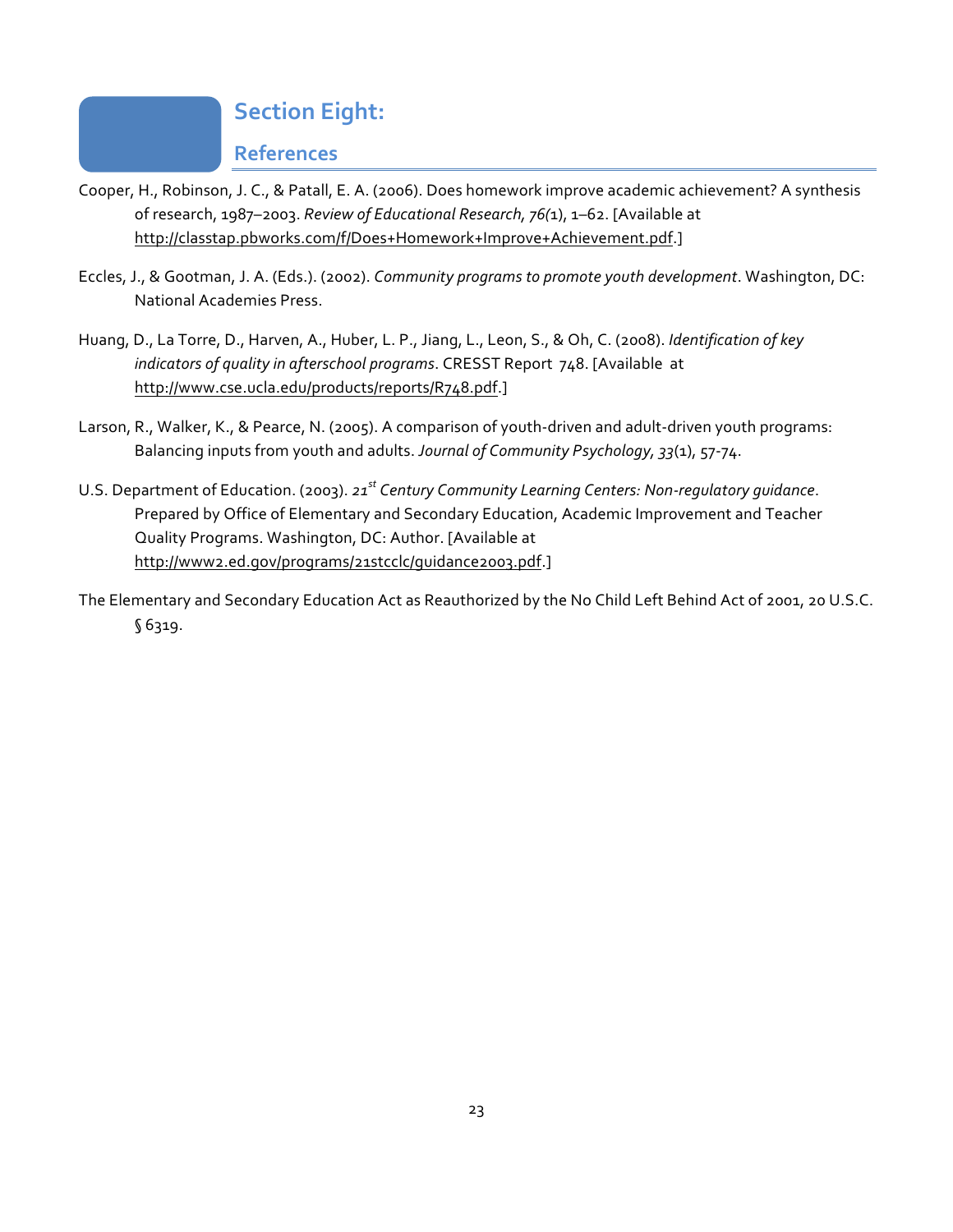# Section Eight:

## References

Cooper, H., Robinson, J. C., & Patall, E. A. (2006). Does homework improve academic achievement? A synthesis of research, 1987–2003. *Review of Educational Research, 76(*1), 1–62. [Available at http://classtap.pbworks.com/f/Does+Homework+Improve+Achievement.pdf.]

Eccles, J., & Gootman, J. A. (Eds.). (2002). *Community programs to promote youth development*. Washington, DC: National Academies Press.

Huang, D., La Torre, D., Harven, A., Huber, L. P., Jiang, L., Leon, S., & Oh, C. (2008). *Identification of key indicators of quality in afterschool programs*. CRESST Report 748. [Available at http://www.cse.ucla.edu/products/reports/R748.pdf.]

Larson, R., Walker, K., & Pearce, N. (2005). A comparison of youth-driven and adult-driven youth programs: Balancing inputs from youth and adults. *Journal of Community Psychology, 33*(1), 57-74.

U.S. Department of Education. (2003). *21st Century Community Learning Centers: Non-regulatory guidance*. Prepared by Office of Elementary and Secondary Education, Academic Improvement and Teacher Quality Programs. Washington, DC: Author. [Available at http://www2.ed.gov/programs/21stcclc/guidance2003.pdf.]

The Elementary and Secondary Education Act as Reauthorized by the No Child Left Behind Act of 2001, 20 U.S.C. § 6319.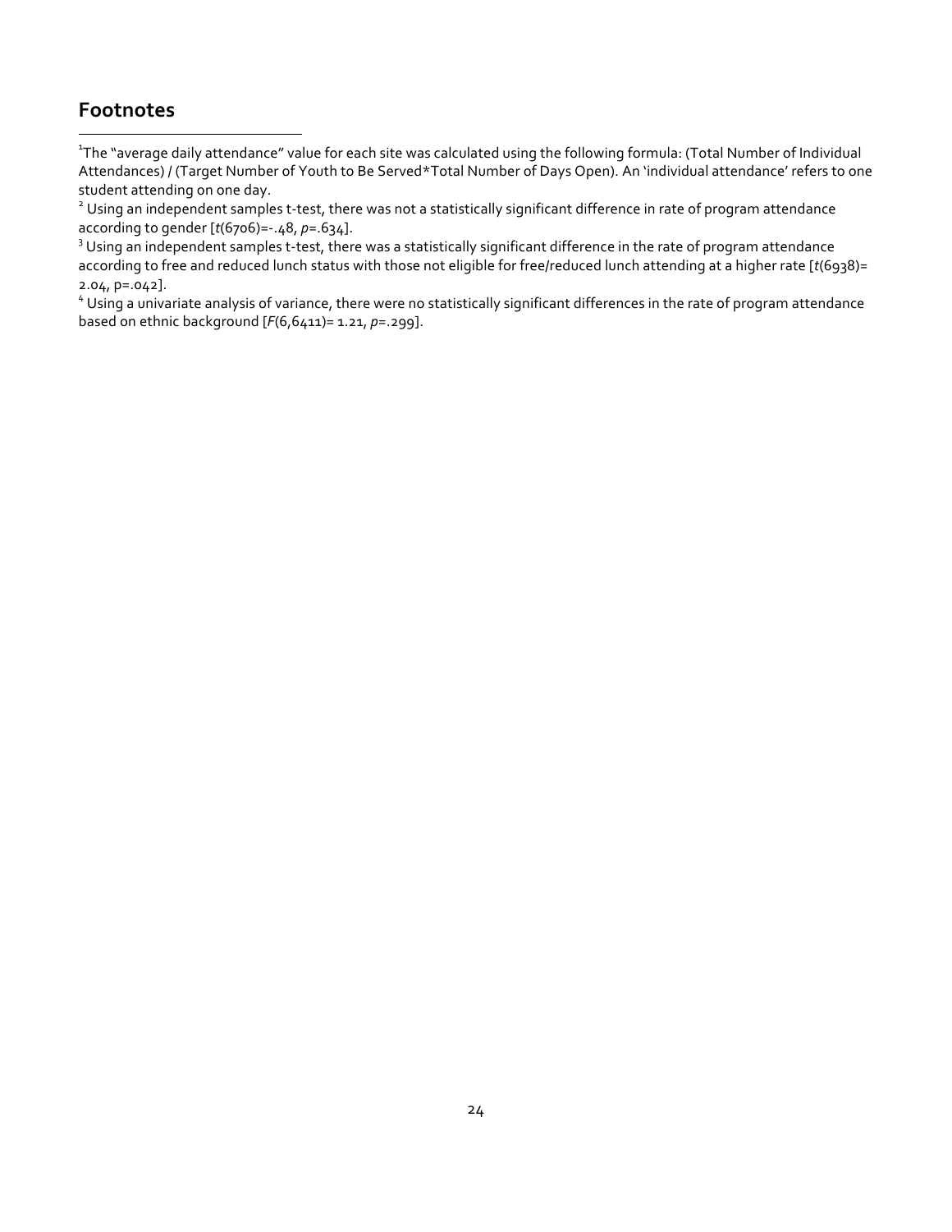## Footnotes

[1]The "average daily attendance" value for each site was calculated using the following formula: (Total Number of Individual Attendances) / (Target Number of Youth to Be Served*Total Number of Days Open). An 'individual attendance' refers to one student attending on one day.

[2] Using an independent samples t-test, there was not a statistically significant difference in rate of program attendance according to gender [$t(6706)=-.48$, $p=.634$].

[3] Using an independent samples t-test, there was a statistically significant difference in the rate of program attendance according to free and reduced lunch status with those not eligible for free/reduced lunch attending at a higher rate [$t(6938)= 2.04$, $p=.042$].

[4] Using a univariate analysis of variance, there were no statistically significant differences in the rate of program attendance based on ethnic background [$F(6,6411)= 1.21$, $p=.299$].